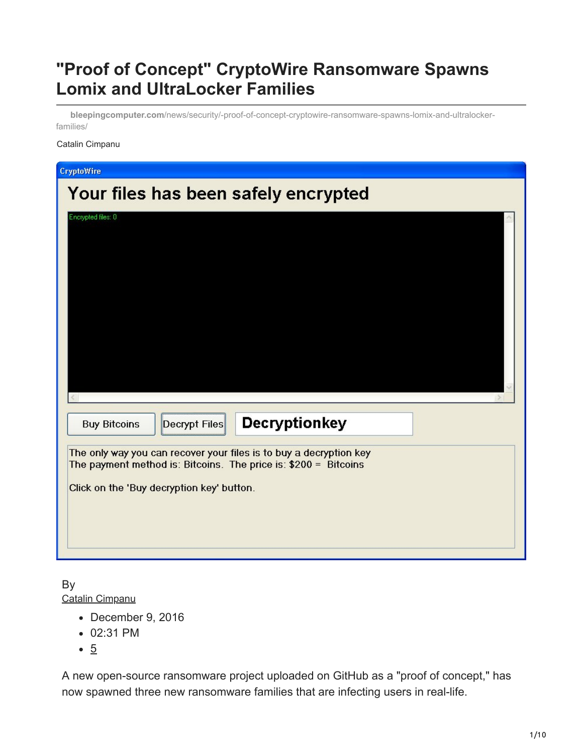# "Proof of Concept" CryptoWire Ransomware Spawns Lomix and UltraLocker Families

bleepingcomputer.com/news/security/-proof-of-concept-cryptowire-ransomware-spawns-lomix-and-ultralocker-families/

Catalin Cimpanu

CryptoWire

Your files has been safely encrypted

Encrypted files: 0

Buy Bitcoins | Decrypt Files | Decryptionkey

The only way you can recover your files is to buy a decryption key
The payment method is: Bitcoins. The price is: $200 = Bitcoins

Click on the 'Buy decryption key' button.

By
Catalin Cimpanu

- December 9, 2016
- 02:31 PM
- 5

A new open-source ransomware project uploaded on GitHub as a "proof of concept," has now spawned three new ransomware families that are infecting users in real-life.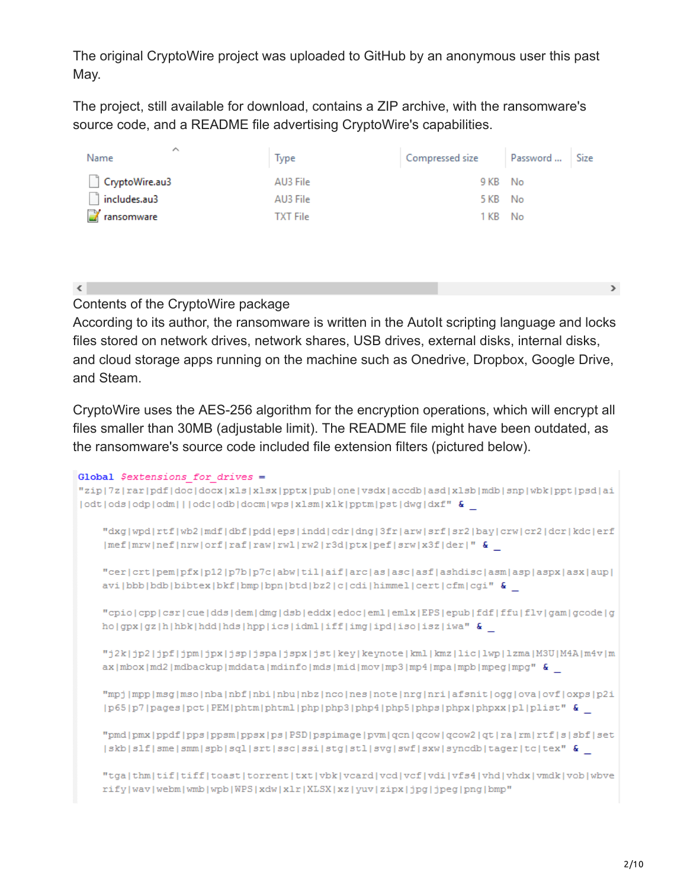The original CryptoWire project was uploaded to GitHub by an anonymous user this past May.

The project, still available for download, contains a ZIP archive, with the ransomware's source code, and a README file advertising CryptoWire's capabilities.

| Name | Type | Compressed size | Password ... | Size |
|---|---|---|---|---|
| CryptoWire.au3 | AU3 File | 9 KB | No | |
| includes.au3 | AU3 File | 5 KB | No | |
| ransomware | TXT File | 1 KB | No | |

Contents of the CryptoWire package

According to its author, the ransomware is written in the AutoIt scripting language and locks files stored on network drives, network shares, USB drives, external disks, internal disks, and cloud storage apps running on the machine such as Onedrive, Dropbox, Google Drive, and Steam.

CryptoWire uses the AES-256 algorithm for the encryption operations, which will encrypt all files smaller than 30MB (adjustable limit). The README file might have been outdated, as the ransomware's source code included file extension filters (pictured below).

```
Global $extensions_for_drives =
"zip|7z|rar|pdf|doc|docx|xls|xlsx|pptx|pub|one|vsdx|accdb|asd|xlsb|mdb|snp|wbk|ppt|psd|ai
|odt|ods|odp|odm|||odc|odb|docm|wps|xlsm|xlk|pptm|pst|dwg|dxf" & _

    "dxg|wpd|rtf|wb2|mdf|dbf|pdd|eps|indd|cdr|dng|3fr|arw|srf|sr2|bay|crw|cr2|dcr|kdc|erf
    |mef|mrw|nef|nrw|orf|raf|raw|rwl|rw2|r3d|ptx|pef|srw|x3f|der|" & _

    "cer|crt|pem|pfx|p12|p7b|p7c|abw|til|aif|arc|as|asc|asf|ashdisc|asm|asp|aspx|asx|aup|
    avi|bbb|bdb|bibtex|bkf|bmp|bpn|btd|bz2|c|cdi|himmel|cert|cfm|cgi" & _

    "cpio|cpp|csr|cue|dds|dem|dmg|dsb|eddx|edoc|eml|emlx|EPS|epub|fdf|ffu|flv|gam|gcode|g
    ho|gpx|gz|h|hbk|hdd|hds|hpp|ics|idml|iff|img|ipd|iso|isz|iwa" & _

    "j2k|jp2|jpf|jpm|jpx|jsp|jspa|jspx|jst|key|keynote|kml|kmz|lic|lwp|lzma|M3U|M4A|m4v|m
    ax|mbox|md2|mdbackup|mddata|mdinfo|mds|mid|mov|mp3|mp4|mpa|mpb|mpeg|mpg" & _

    "mpj|mpp|msg|mso|nba|nbf|nbi|nbu|nbz|nco|nes|note|nrg|nri|afsnit|ogg|ova|ovf|oxps|p2i
    |p65|p7|pages|pct|PEM|phtm|phtml|php|php3|php4|php5|phps|phpx|phpxx|pl|plist" & _

    "pmd|pmx|ppdf|pps|ppsm|ppsx|ps|PSD|pspimage|pvm|qcn|qcow|qcow2|qt|ra|rm|rtf|s|sbf|set
    |skb|slf|sme|smm|spb|sql|srt|ssc|ssi|stg|stl|svg|swf|sxw|syncdb|tager|tc|tex" & _

    "tga|thm|tif|tiff|toast|torrent|txt|vbk|vcard|vcd|vcf|vdi|vfs4|vhd|vhdx|vmdk|vob|wbve
    rify|wav|webm|wmb|wpb|WPS|xdw|xlr|XLSX|xz|yuv|zipx|jpg|jpeg|png|bmp"
```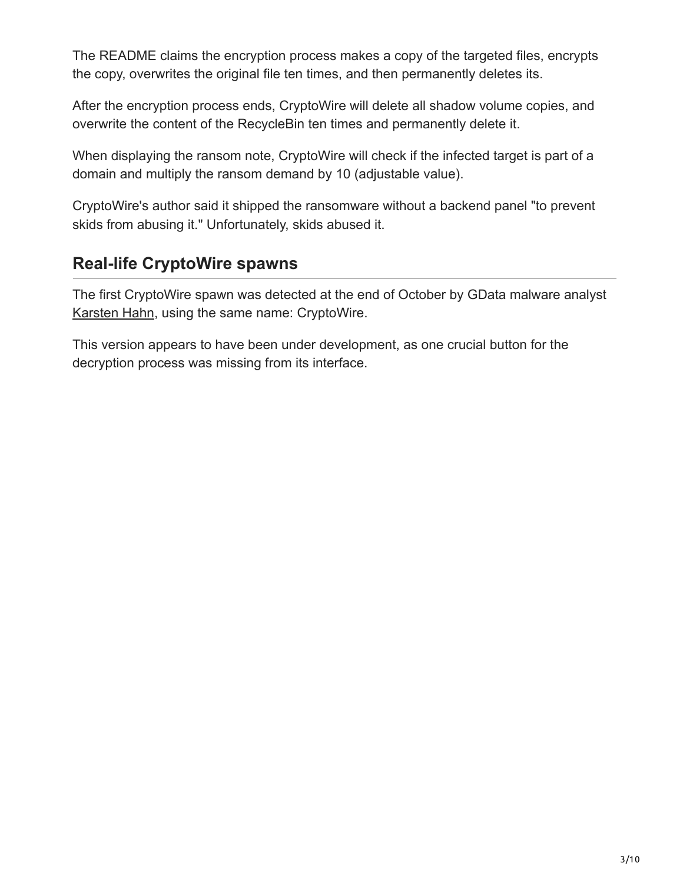The README claims the encryption process makes a copy of the targeted files, encrypts the copy, overwrites the original file ten times, and then permanently deletes its.

After the encryption process ends, CryptoWire will delete all shadow volume copies, and overwrite the content of the RecycleBin ten times and permanently delete it.

When displaying the ransom note, CryptoWire will check if the infected target is part of a domain and multiply the ransom demand by 10 (adjustable value).

CryptoWire's author said it shipped the ransomware without a backend panel "to prevent skids from abusing it." Unfortunately, skids abused it.

## Real-life CryptoWire spawns

The first CryptoWire spawn was detected at the end of October by GData malware analyst Karsten Hahn, using the same name: CryptoWire.

This version appears to have been under development, as one crucial button for the decryption process was missing from its interface.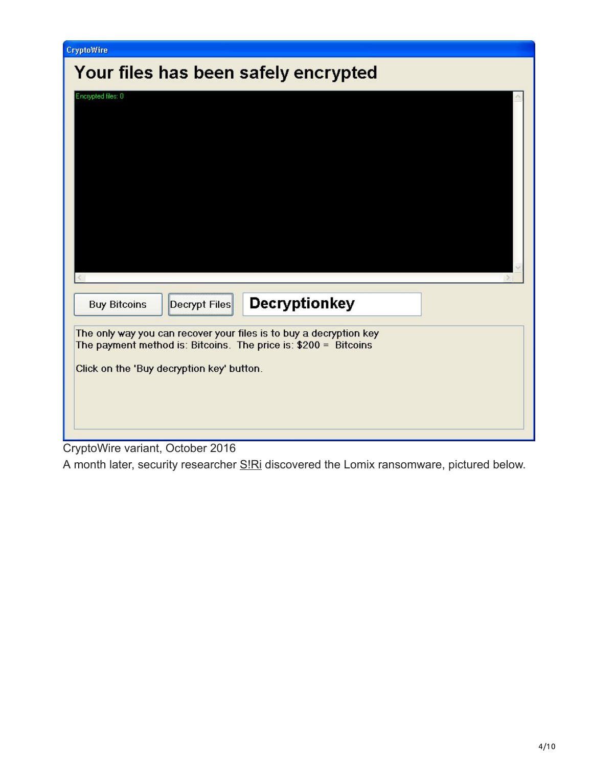CryptoWire

Your files has been safely encrypted

Encrypted files: 0

Buy Bitcoins | Decrypt Files | Decryptionkey

The only way you can recover your files is to buy a decryption key
The payment method is: Bitcoins. The price is: $200 = Bitcoins

Click on the 'Buy decryption key' button.

CryptoWire variant, October 2016

A month later, security researcher S!Ri discovered the Lomix ransomware, pictured below.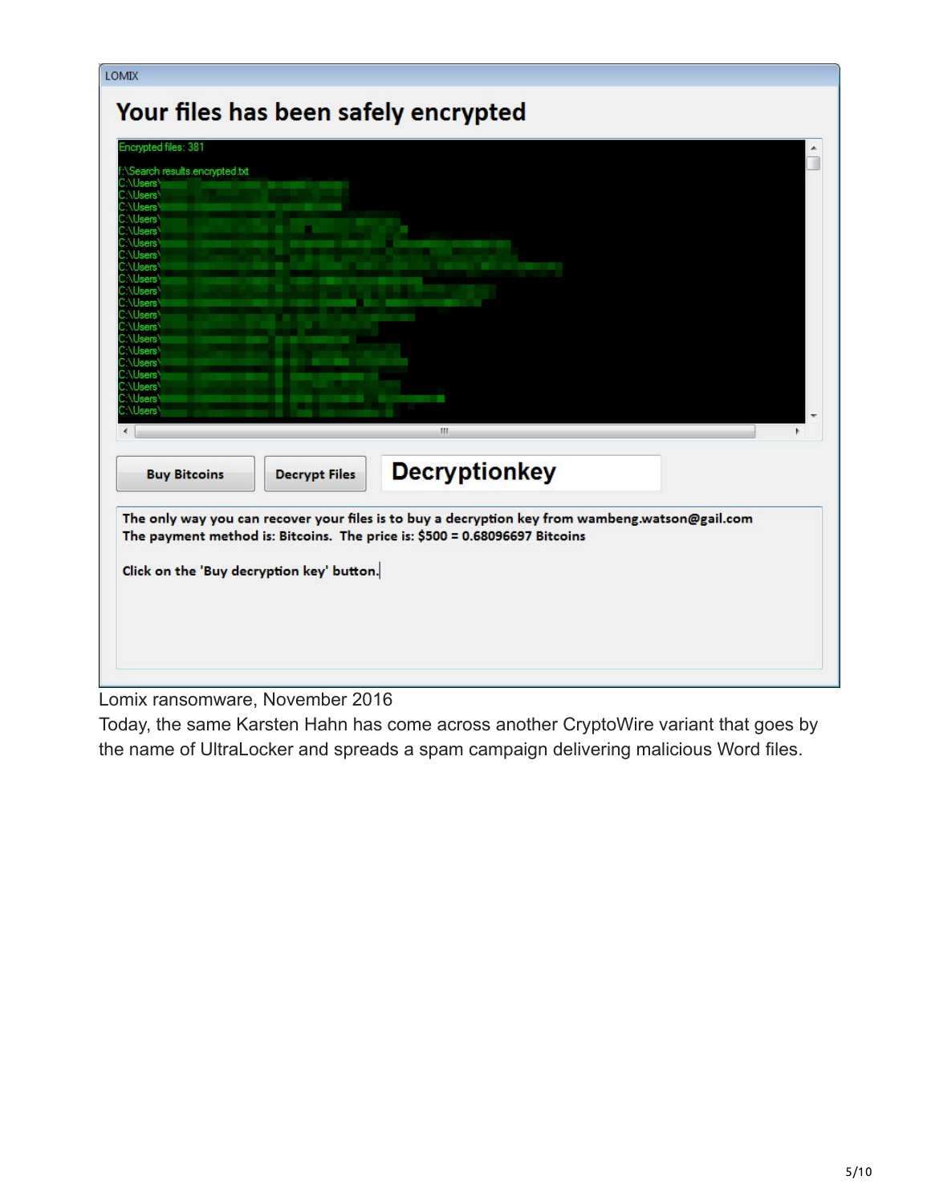LOMIX

**Your files has been safely encrypted**

Encrypted files: 381

f:\Search results.encrypted.txt
C:\Users\
C:\Users\
C:\Users\
C:\Users\
C:\Users\
C:\Users\
C:\Users\
C:\Users\
C:\Users\
C:\Users\
C:\Users\
C:\Users\
C:\Users\
C:\Users\
C:\Users\
C:\Users\
C:\Users\
C:\Users\
C:\Users\
C:\Users\

Buy Bitcoins | Decrypt Files | Decryptionkey

The only way you can recover your files is to buy a decryption key from wambeng.watson@gail.com
The payment method is: Bitcoins. The price is: $500 = 0.68096697 Bitcoins

Click on the 'Buy decryption key' button.

Lomix ransomware, November 2016

Today, the same Karsten Hahn has come across another CryptoWire variant that goes by the name of UltraLocker and spreads a spam campaign delivering malicious Word files.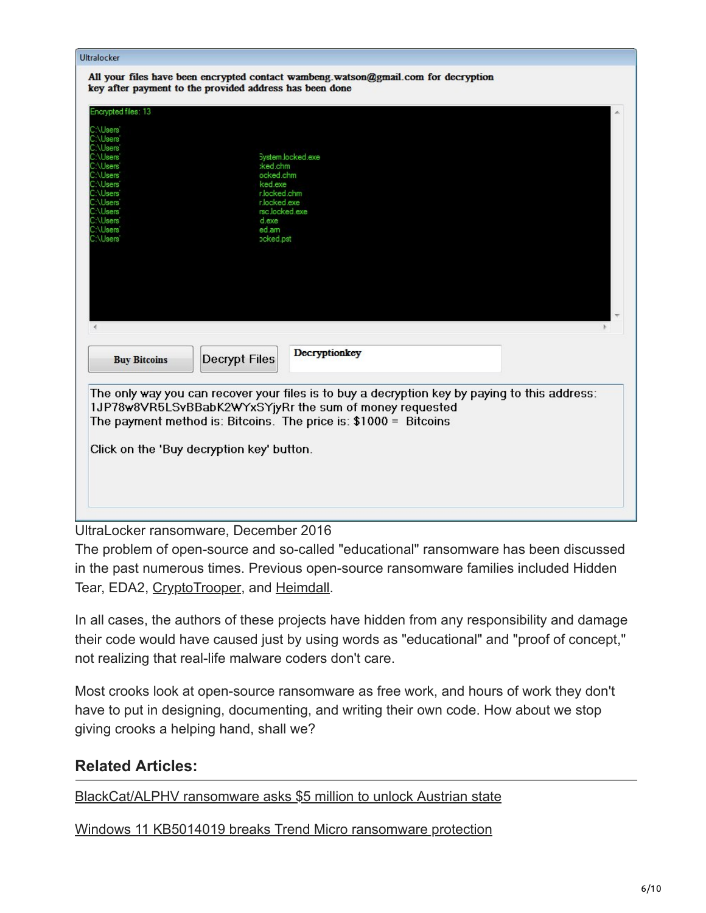Ultralocker

All your files have been encrypted contact wambeng.watson@gmail.com for decryption key after payment to the provided address has been done

```
Encrypted files: 13

C:\Users
C:\Users
C:\Users
C:\Users          System.locked.exe
C:\Users          :ked.chm
C:\Users          ocked.chm
C:\Users          ked.exe
C:\Users          r.locked.chm
C:\Users          r.locked.exe
C:\Users          rsc.locked.exe
C:\Users          d.exe
C:\Users          ed.am
C:\Users          ocked.pst
```

Buy Bitcoins | Decrypt Files | Decryptionkey

The only way you can recover your files is to buy a decryption key by paying to this address: 1JP78w8VR5LSvBBabK2WYxSYjyRr the sum of money requested
The payment method is: Bitcoins. The price is: $1000 = Bitcoins

Click on the 'Buy decryption key' button.

UltraLocker ransomware, December 2016

The problem of open-source and so-called "educational" ransomware has been discussed in the past numerous times. Previous open-source ransomware families included Hidden Tear, EDA2, CryptoTrooper, and Heimdall.

In all cases, the authors of these projects have hidden from any responsibility and damage their code would have caused just by using words as "educational" and "proof of concept," not realizing that real-life malware coders don't care.

Most crooks look at open-source ransomware as free work, and hours of work they don't have to put in designing, documenting, and writing their own code. How about we stop giving crooks a helping hand, shall we?

## Related Articles:

BlackCat/ALPHV ransomware asks $5 million to unlock Austrian state

Windows 11 KB5014019 breaks Trend Micro ransomware protection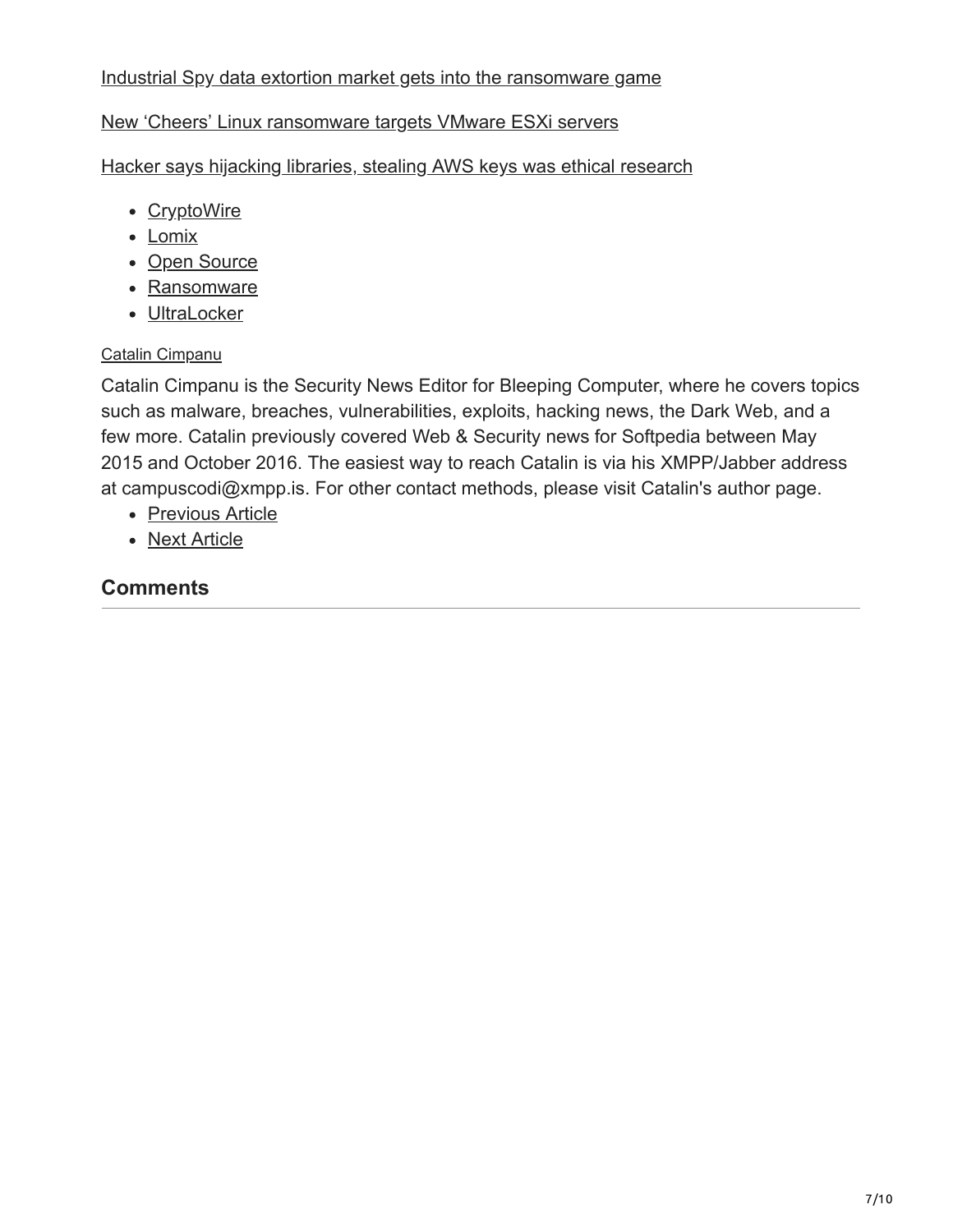[Industrial Spy data extortion market gets into the ransomware game](#)

[New 'Cheers' Linux ransomware targets VMware ESXi servers](#)

[Hacker says hijacking libraries, stealing AWS keys was ethical research](#)

- CryptoWire
- Lomix
- Open Source
- Ransomware
- UltraLocker

Catalin Cimpanu

Catalin Cimpanu is the Security News Editor for Bleeping Computer, where he covers topics such as malware, breaches, vulnerabilities, exploits, hacking news, the Dark Web, and a few more. Catalin previously covered Web & Security news for Softpedia between May 2015 and October 2016. The easiest way to reach Catalin is via his XMPP/Jabber address at campuscodi@xmpp.is. For other contact methods, please visit Catalin's author page.

- Previous Article
- Next Article

## Comments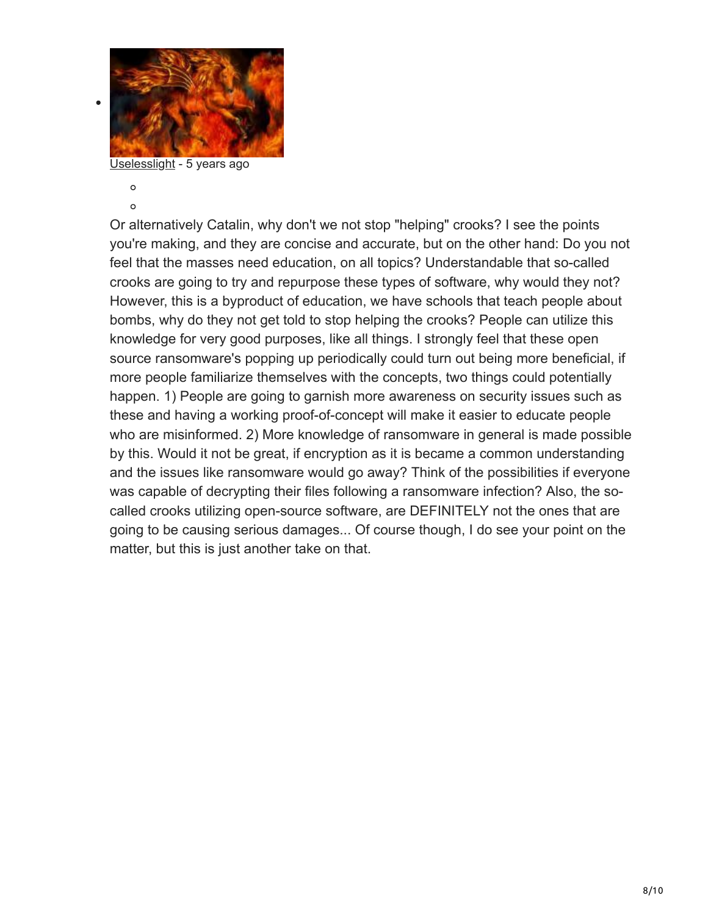Uselesslight - 5 years ago

Or alternatively Catalin, why don't we not stop "helping" crooks? I see the points you're making, and they are concise and accurate, but on the other hand: Do you not feel that the masses need education, on all topics? Understandable that so-called crooks are going to try and repurpose these types of software, why would they not? However, this is a byproduct of education, we have schools that teach people about bombs, why do they not get told to stop helping the crooks? People can utilize this knowledge for very good purposes, like all things. I strongly feel that these open source ransomware's popping up periodically could turn out being more beneficial, if more people familiarize themselves with the concepts, two things could potentially happen. 1) People are going to garnish more awareness on security issues such as these and having a working proof-of-concept will make it easier to educate people who are misinformed. 2) More knowledge of ransomware in general is made possible by this. Would it not be great, if encryption as it is became a common understanding and the issues like ransomware would go away? Think of the possibilities if everyone was capable of decrypting their files following a ransomware infection? Also, the so-called crooks utilizing open-source software, are DEFINITELY not the ones that are going to be causing serious damages... Of course though, I do see your point on the matter, but this is just another take on that.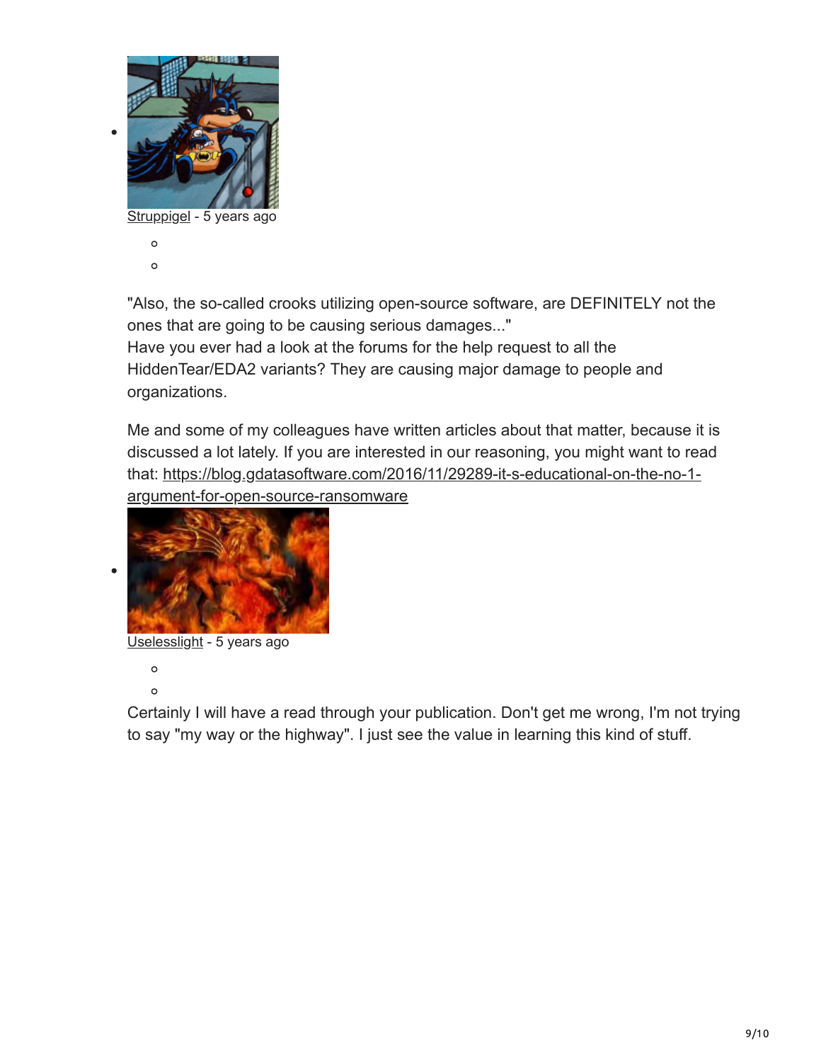- Struppigel - 5 years ago

  "Also, the so-called crooks utilizing open-source software, are DEFINITELY not the ones that are going to be causing serious damages..."
  Have you ever had a look at the forums for the help request to all the HiddenTear/EDA2 variants? They are causing major damage to people and organizations.

  Me and some of my colleagues have written articles about that matter, because it is discussed a lot lately. If you are interested in our reasoning, you might want to read that: https://blog.gdatasoftware.com/2016/11/29289-it-s-educational-on-the-no-1-argument-for-open-source-ransomware

- Uselesslight - 5 years ago

  Certainly I will have a read through your publication. Don't get me wrong, I'm not trying to say "my way or the highway". I just see the value in learning this kind of stuff.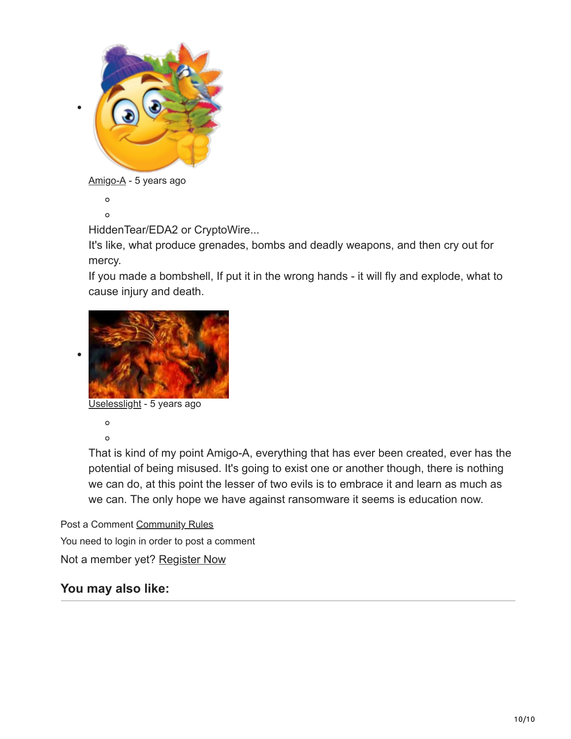- Amigo-A - 5 years ago

  HiddenTear/EDA2 or CryptoWire...
  It's like, what produce grenades, bombs and deadly weapons, and then cry out for mercy.
  If you made a bombshell, If put it in the wrong hands - it will fly and explode, what to cause injury and death.

- Uselesslight - 5 years ago

  That is kind of my point Amigo-A, everything that has ever been created, ever has the potential of being misused. It's going to exist one or another though, there is nothing we can do, at this point the lesser of two evils is to embrace it and learn as much as we can. The only hope we have against ransomware it seems is education now.

Post a Comment Community Rules

You need to login in order to post a comment

Not a member yet? Register Now

### You may also like: